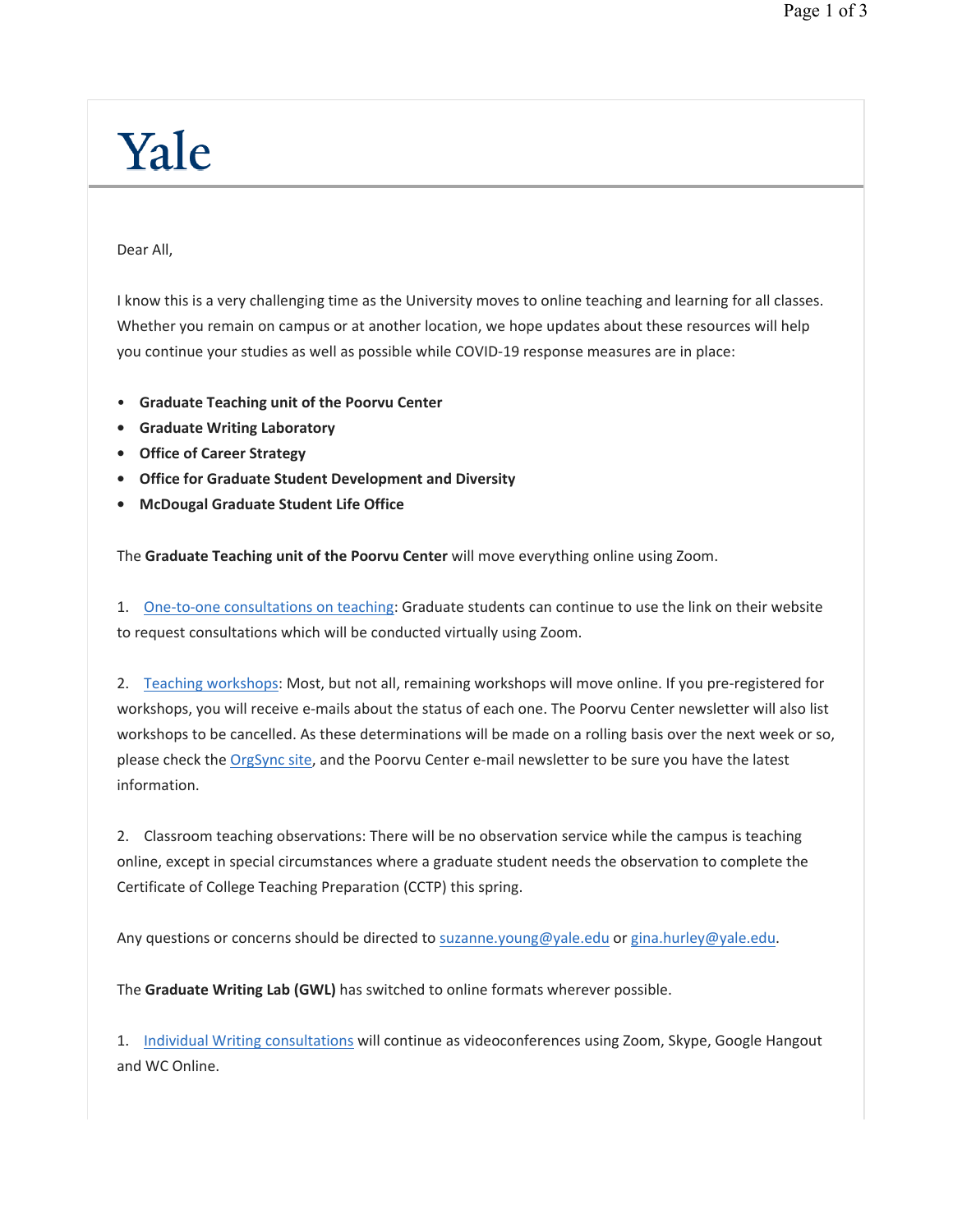# Yale

Dear All,

I know this is a very challenging time as the University moves to online teaching and learning for all classes. Whether you remain on campus or at another location, we hope updates about these resources will help you continue your studies as well as possible while COVID-19 response measures are in place:

- **Graduate Teaching unit of the Poorvu Center**
- **Graduate Writing Laboratory**
- **Office of Career Strategy**
- **Office for Graduate Student Development and Diversity**
- **McDougal Graduate Student Life Office**

The **Graduate Teaching unit of the Poorvu Center** will move everything online using Zoom.

1. One-to-one consultations on teaching: Graduate students can continue to use the link on their website to request consultations which will be conducted virtually using Zoom.

2. Teaching workshops: Most, but not all, remaining workshops will move online. If you pre-registered for workshops, you will receive e-mails about the status of each one. The Poorvu Center newsletter will also list workshops to be cancelled. As these determinations will be made on a rolling basis over the next week or so, please check the OrgSync site, and the Poorvu Center e-mail newsletter to be sure you have the latest information.

2. Classroom teaching observations: There will be no observation service while the campus is teaching online, except in special circumstances where a graduate student needs the observation to complete the Certificate of College Teaching Preparation (CCTP) this spring.

Any questions or concerns should be directed to suzanne.young@yale.edu or gina.hurley@yale.edu.

The **Graduate Writing Lab (GWL)** has switched to online formats wherever possible.

1. Individual Writing consultations will continue as videoconferences using Zoom, Skype, Google Hangout and WC Online.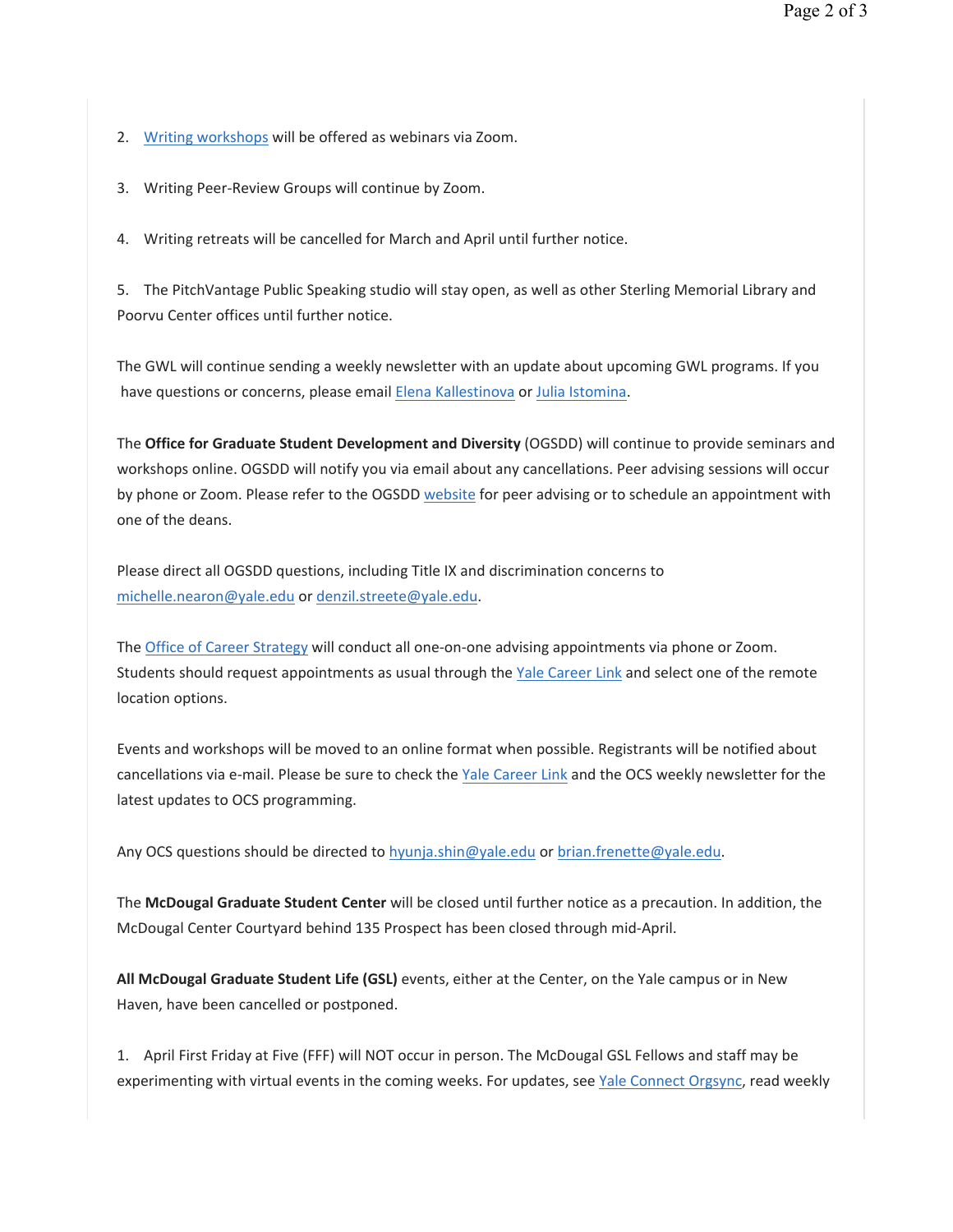2. Writing workshops will be offered as webinars via Zoom.

3. Writing Peer-Review Groups will continue by Zoom.

4. Writing retreats will be cancelled for March and April until further notice.

5. The PitchVantage Public Speaking studio will stay open, as well as other Sterling Memorial Library and Poorvu Center offices until further notice.

The GWL will continue sending a weekly newsletter with an update about upcoming GWL programs. If you have questions or concerns, please email Elena Kallestinova or Julia Istomina.

The **Office for Graduate Student Development and Diversity** (OGSDD) will continue to provide seminars and workshops online. OGSDD will notify you via email about any cancellations. Peer advising sessions will occur by phone or Zoom. Please refer to the OGSDD website for peer advising or to schedule an appointment with one of the deans.

Please direct all OGSDD questions, including Title IX and discrimination concerns to michelle.nearon@yale.edu or denzil.streete@yale.edu.

The Office of Career Strategy will conduct all one-on-one advising appointments via phone or Zoom. Students should request appointments as usual through the Yale Career Link and select one of the remote location options.

Events and workshops will be moved to an online format when possible. Registrants will be notified about cancellations via e-mail. Please be sure to check the Yale Career Link and the OCS weekly newsletter for the latest updates to OCS programming.

Any OCS questions should be directed to hyunja.shin@yale.edu or brian.frenette@yale.edu.

The **McDougal Graduate Student Center** will be closed until further notice as a precaution. In addition, the McDougal Center Courtyard behind 135 Prospect has been closed through mid-April.

**All McDougal Graduate Student Life (GSL)** events, either at the Center, on the Yale campus or in New Haven, have been cancelled or postponed.

1. April First Friday at Five (FFF) will NOT occur in person. The McDougal GSL Fellows and staff may be experimenting with virtual events in the coming weeks. For updates, see Yale Connect Orgsync, read weekly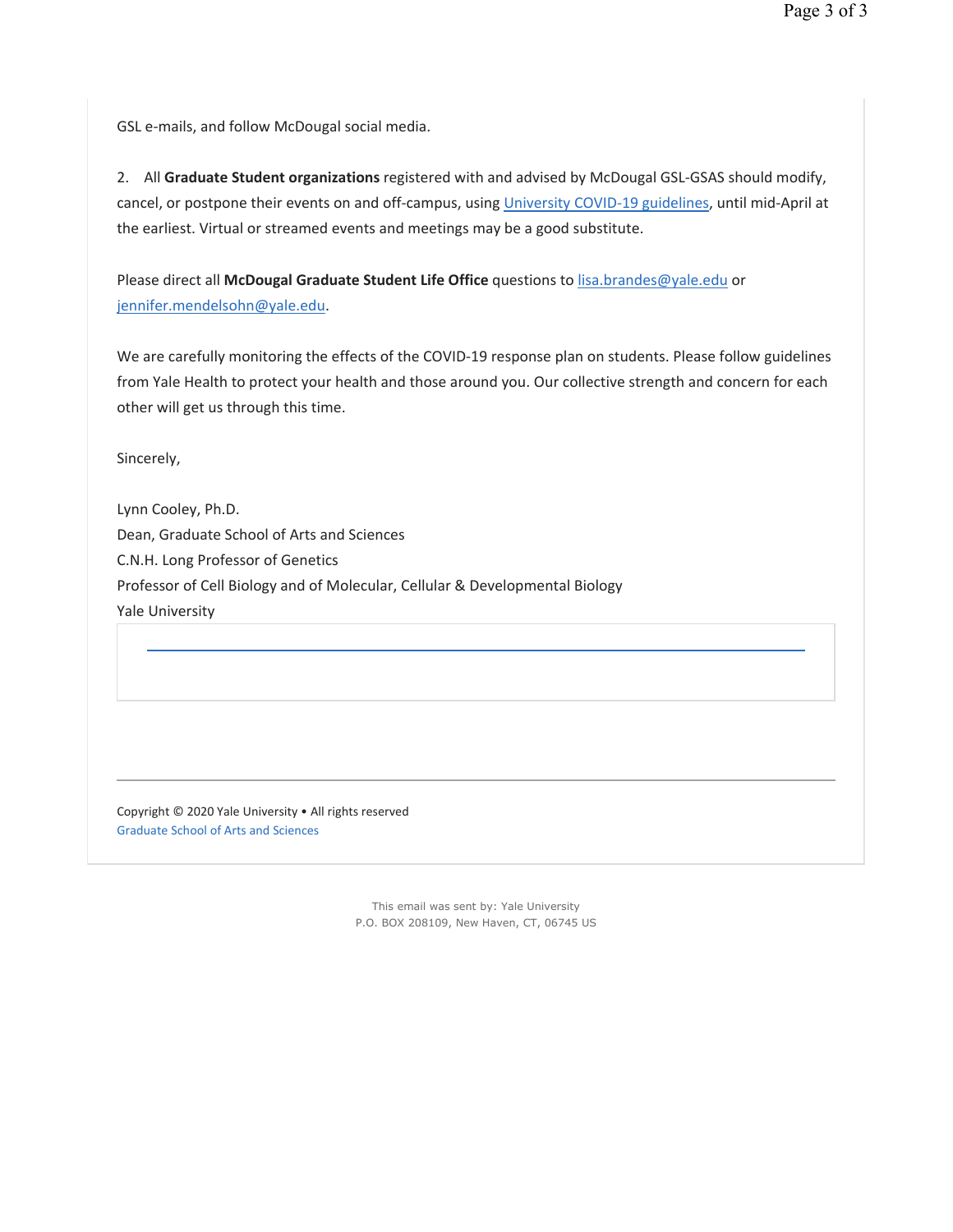GSL e-mails, and follow McDougal social media.

2. All **Graduate Student organizations** registered with and advised by McDougal GSL-GSAS should modify, cancel, or postpone their events on and off-campus, using [University COVID-19 guidelines](), until mid-April at the earliest. Virtual or streamed events and meetings may be a good substitute.

Please direct all **McDougal Graduate Student Life Office** questions to lisa.brandes@yale.edu or jennifer.mendelsohn@yale.edu.

We are carefully monitoring the effects of the COVID-19 response plan on students. Please follow guidelines from Yale Health to protect your health and those around you. Our collective strength and concern for each other will get us through this time.

Sincerely,

Lynn Cooley, Ph.D.
Dean, Graduate School of Arts and Sciences
C.N.H. Long Professor of Genetics
Professor of Cell Biology and of Molecular, Cellular & Developmental Biology
Yale University

---

Copyright © 2020 Yale University • All rights reserved
Graduate School of Arts and Sciences

This email was sent by: Yale University
P.O. BOX 208109, New Haven, CT, 06745 US